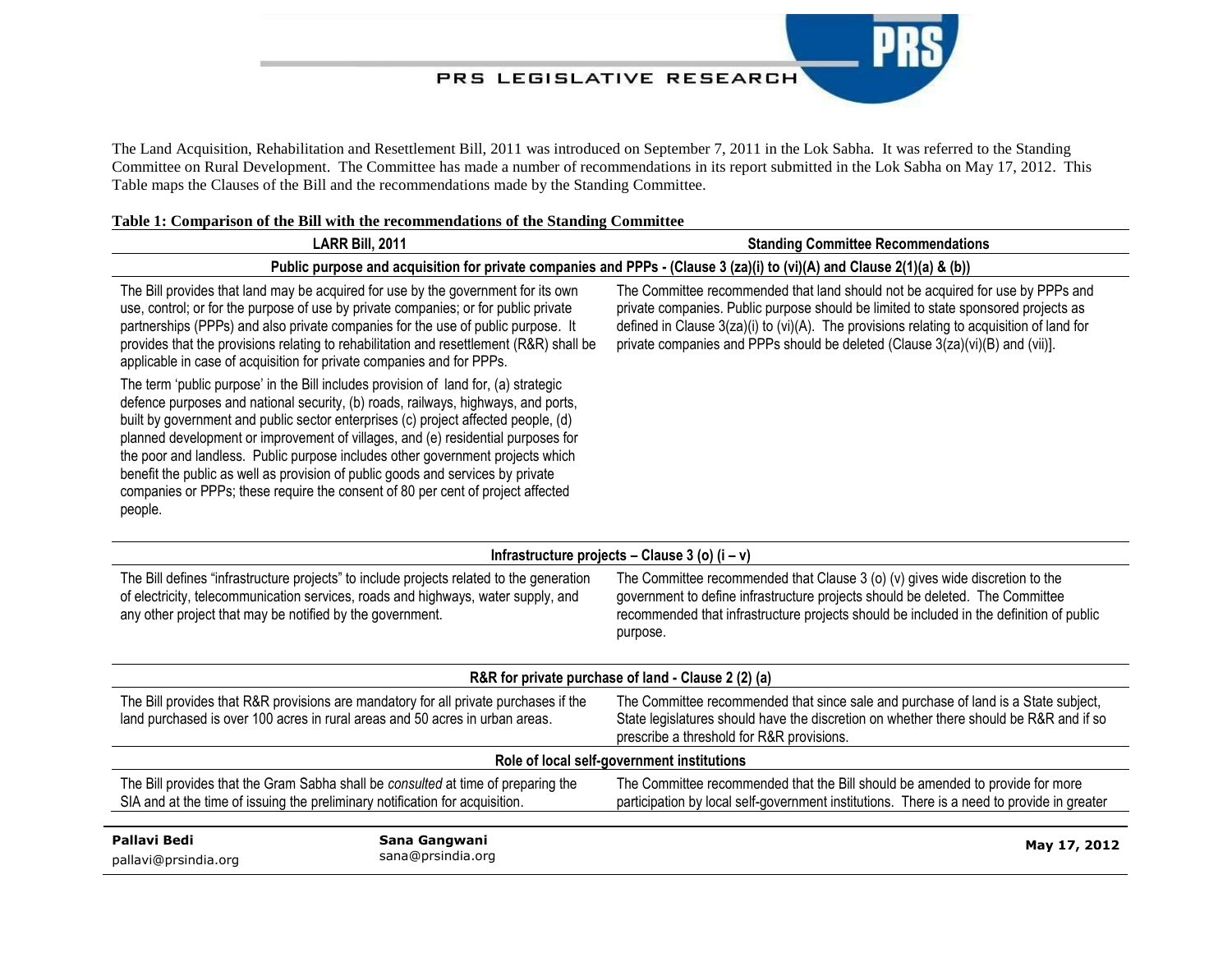The Land Acquisition, Rehabilitation and Resettlement Bill, 2011 was introduced on September 7, 2011 in the Lok Sabha. It was referred to the Standing Committee on Rural Development. The Committee has made a number of recommendations in its report submitted in the Lok Sabha on May 17, 2012. This Table maps the Clauses of the Bill and the recommendations made by the Standing Committee.

**Table 1: Comparison of the Bill with the recommendations of the Standing Committee**

| LARR Bill, 2011 | Standing Committee Recommendations |
|---|---|
| **Public purpose and acquisition for private companies and PPPs - (Clause 3 (za)(i) to (vi)(A) and Clause 2(1)(a) & (b))** | |
| The Bill provides that land may be acquired for use by the government for its own use, control; or for the purpose of use by private companies; or for public private partnerships (PPPs) and also private companies for the use of public purpose. It provides that the provisions relating to rehabilitation and resettlement (R&R) shall be applicable in case of acquisition for private companies and for PPPs.<br><br>The term 'public purpose' in the Bill includes provision of land for, (a) strategic defence purposes and national security, (b) roads, railways, highways, and ports, built by government and public sector enterprises (c) project affected people, (d) planned development or improvement of villages, and (e) residential purposes for the poor and landless. Public purpose includes other government projects which benefit the public as well as provision of public goods and services by private companies or PPPs; these require the consent of 80 per cent of project affected people. | The Committee recommended that land should not be acquired for use by PPPs and private companies. Public purpose should be limited to state sponsored projects as defined in Clause 3(za)(i) to (vi)(A). The provisions relating to acquisition of land for private companies and PPPs should be deleted (Clause 3(za)(vi)(B) and (vii)]. |
| **Infrastructure projects – Clause 3 (o) (i – v)** | |
| The Bill defines "infrastructure projects" to include projects related to the generation of electricity, telecommunication services, roads and highways, water supply, and any other project that may be notified by the government. | The Committee recommended that Clause 3 (o) (v) gives wide discretion to the government to define infrastructure projects should be deleted. The Committee recommended that infrastructure projects should be included in the definition of public purpose. |
| **R&R for private purchase of land - Clause 2 (2) (a)** | |
| The Bill provides that R&R provisions are mandatory for all private purchases if the land purchased is over 100 acres in rural areas and 50 acres in urban areas. | The Committee recommended that since sale and purchase of land is a State subject, State legislatures should have the discretion on whether there should be R&R and if so prescribe a threshold for R&R provisions. |
| **Role of local self-government institutions** | |
| The Bill provides that the Gram Sabha shall be *consulted* at time of preparing the SIA and at the time of issuing the preliminary notification for acquisition. | The Committee recommended that the Bill should be amended to provide for more participation by local self-government institutions. There is a need to provide in greater |

**Pallavi Bedi**
pallavi@prsindia.org

**Sana Gangwani**
sana@prsindia.org

**May 17, 2012**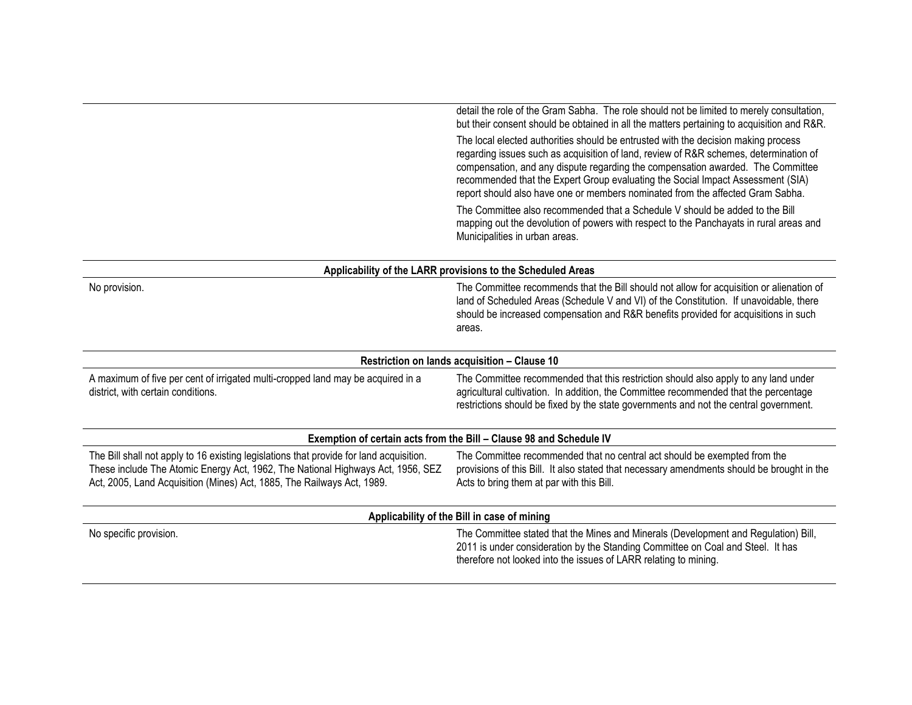| | |
|---|---|
| | detail the role of the Gram Sabha. The role should not be limited to merely consultation, but their consent should be obtained in all the matters pertaining to acquisition and R&R.<br><br>The local elected authorities should be entrusted with the decision making process regarding issues such as acquisition of land, review of R&R schemes, determination of compensation, and any dispute regarding the compensation awarded. The Committee recommended that the Expert Group evaluating the Social Impact Assessment (SIA) report should also have one or members nominated from the affected Gram Sabha.<br><br>The Committee also recommended that a Schedule V should be added to the Bill mapping out the devolution of powers with respect to the Panchayats in rural areas and Municipalities in urban areas. |
| **Applicability of the LARR provisions to the Scheduled Areas** | |
| No provision. | The Committee recommends that the Bill should not allow for acquisition or alienation of land of Scheduled Areas (Schedule V and VI) of the Constitution. If unavoidable, there should be increased compensation and R&R benefits provided for acquisitions in such areas. |
| **Restriction on lands acquisition – Clause 10** | |
| A maximum of five per cent of irrigated multi-cropped land may be acquired in a district, with certain conditions. | The Committee recommended that this restriction should also apply to any land under agricultural cultivation. In addition, the Committee recommended that the percentage restrictions should be fixed by the state governments and not the central government. |
| **Exemption of certain acts from the Bill – Clause 98 and Schedule IV** | |
| The Bill shall not apply to 16 existing legislations that provide for land acquisition. These include The Atomic Energy Act, 1962, The National Highways Act, 1956, SEZ Act, 2005, Land Acquisition (Mines) Act, 1885, The Railways Act, 1989. | The Committee recommended that no central act should be exempted from the provisions of this Bill. It also stated that necessary amendments should be brought in the Acts to bring them at par with this Bill. |
| **Applicability of the Bill in case of mining** | |
| No specific provision. | The Committee stated that the Mines and Minerals (Development and Regulation) Bill, 2011 is under consideration by the Standing Committee on Coal and Steel. It has therefore not looked into the issues of LARR relating to mining. |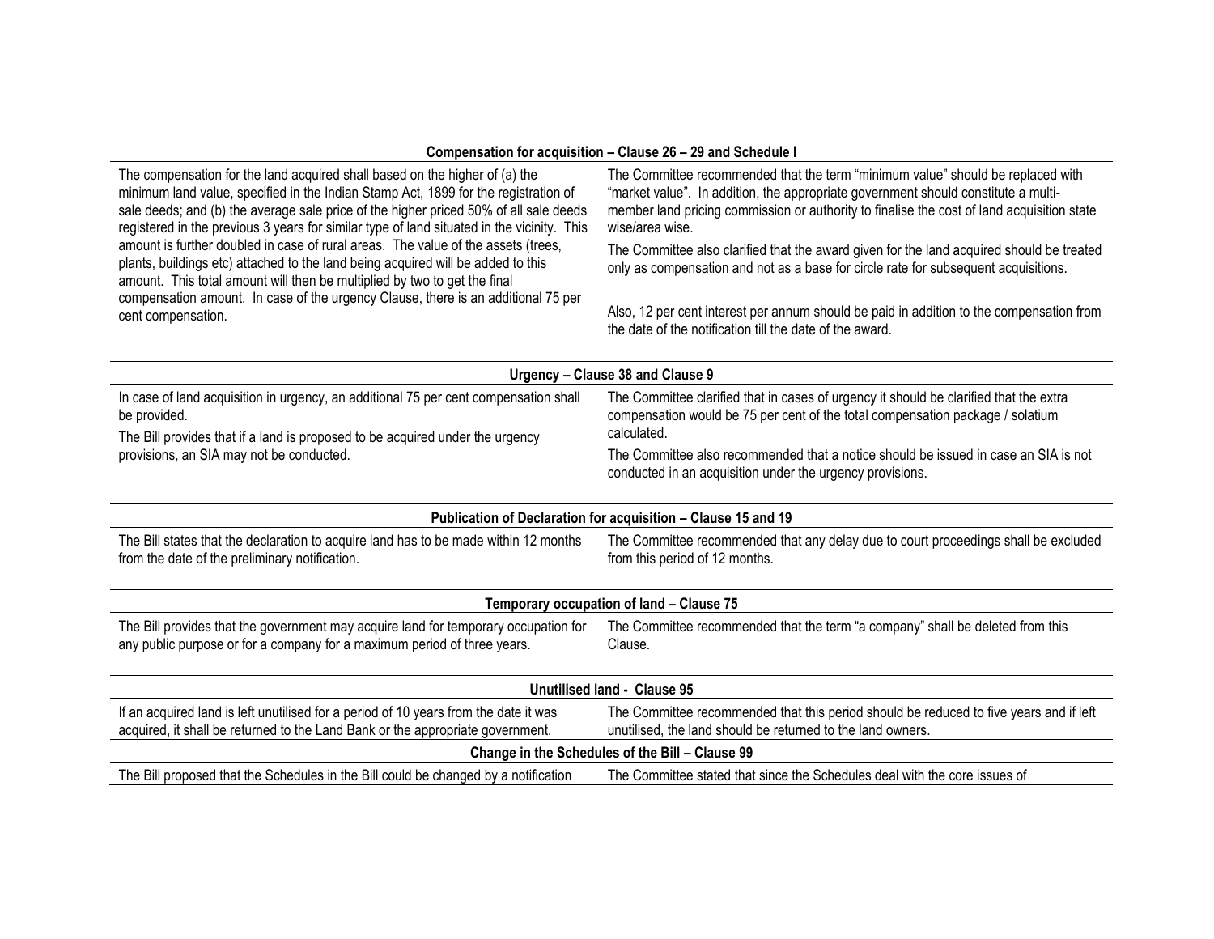| Compensation for acquisition – Clause 26 – 29 and Schedule I | |
|---|---|
| The compensation for the land acquired shall based on the higher of (a) the minimum land value, specified in the Indian Stamp Act, 1899 for the registration of sale deeds; and (b) the average sale price of the higher priced 50% of all sale deeds registered in the previous 3 years for similar type of land situated in the vicinity. This amount is further doubled in case of rural areas. The value of the assets (trees, plants, buildings etc) attached to the land being acquired will be added to this amount. This total amount will then be multiplied by two to get the final compensation amount. In case of the urgency Clause, there is an additional 75 per cent compensation. | The Committee recommended that the term "minimum value" should be replaced with "market value". In addition, the appropriate government should constitute a multi-member land pricing commission or authority to finalise the cost of land acquisition state wise/area wise.<br><br>The Committee also clarified that the award given for the land acquired should be treated only as compensation and not as a base for circle rate for subsequent acquisitions.<br><br>Also, 12 per cent interest per annum should be paid in addition to the compensation from the date of the notification till the date of the award. |

| Urgency – Clause 38 and Clause 9 | |
|---|---|
| In case of land acquisition in urgency, an additional 75 per cent compensation shall be provided.<br><br>The Bill provides that if a land is proposed to be acquired under the urgency provisions, an SIA may not be conducted. | The Committee clarified that in cases of urgency it should be clarified that the extra compensation would be 75 per cent of the total compensation package / solatium calculated.<br><br>The Committee also recommended that a notice should be issued in case an SIA is not conducted in an acquisition under the urgency provisions. |

| Publication of Declaration for acquisition – Clause 15 and 19 | |
|---|---|
| The Bill states that the declaration to acquire land has to be made within 12 months from the date of the preliminary notification. | The Committee recommended that any delay due to court proceedings shall be excluded from this period of 12 months. |

| Temporary occupation of land – Clause 75 | |
|---|---|
| The Bill provides that the government may acquire land for temporary occupation for any public purpose or for a company for a maximum period of three years. | The Committee recommended that the term "a company" shall be deleted from this Clause. |

| Unutilised land - Clause 95 | |
|---|---|
| If an acquired land is left unutilised for a period of 10 years from the date it was acquired, it shall be returned to the Land Bank or the appropriate government. | The Committee recommended that this period should be reduced to five years and if left unutilised, the land should be returned to the land owners. |

| Change in the Schedules of the Bill – Clause 99 | |
|---|---|
| The Bill proposed that the Schedules in the Bill could be changed by a notification | The Committee stated that since the Schedules deal with the core issues of |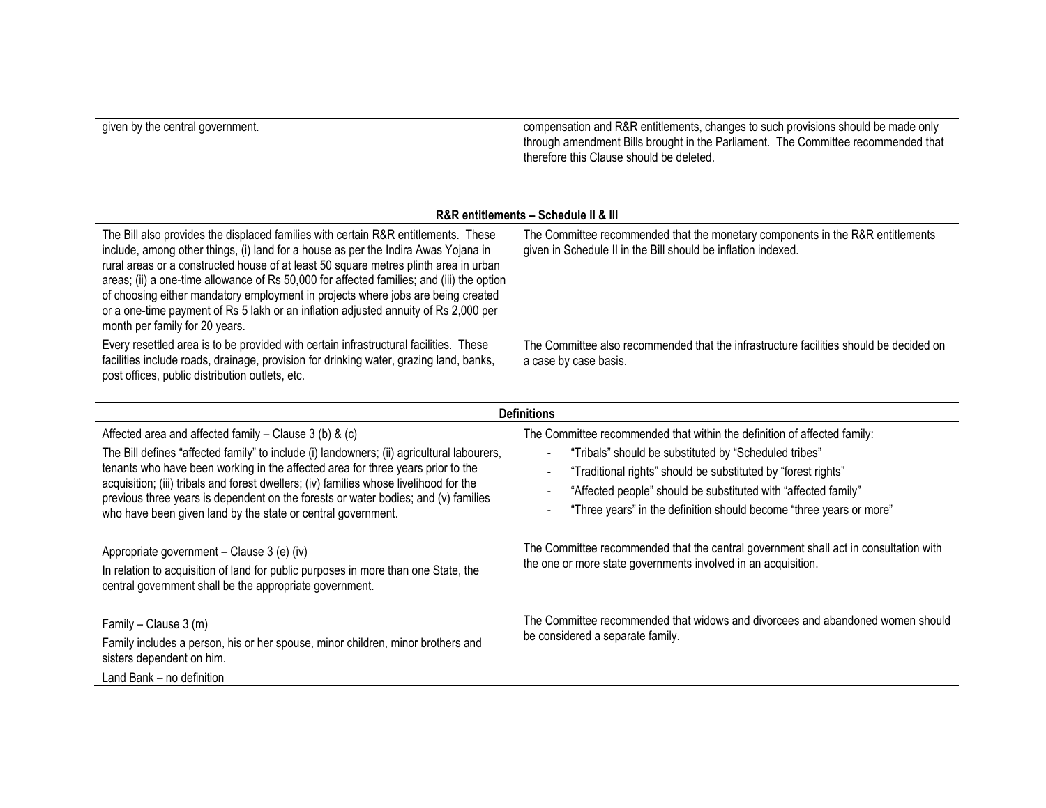| | |
|---|---|
| given by the central government. | compensation and R&R entitlements, changes to such provisions should be made only through amendment Bills brought in the Parliament. The Committee recommended that therefore this Clause should be deleted. |

| **R&R entitlements – Schedule II & III** | |
|---|---|
| The Bill also provides the displaced families with certain R&R entitlements. These include, among other things, (i) land for a house as per the Indira Awas Yojana in rural areas or a constructed house of at least 50 square metres plinth area in urban areas; (ii) a one-time allowance of Rs 50,000 for affected families; and (iii) the option of choosing either mandatory employment in projects where jobs are being created or a one-time payment of Rs 5 lakh or an inflation adjusted annuity of Rs 2,000 per month per family for 20 years. | The Committee recommended that the monetary components in the R&R entitlements given in Schedule II in the Bill should be inflation indexed. |
| Every resettled area is to be provided with certain infrastructural facilities. These facilities include roads, drainage, provision for drinking water, grazing land, banks, post offices, public distribution outlets, etc. | The Committee also recommended that the infrastructure facilities should be decided on a case by case basis. |

| **Definitions** | |
|---|---|
| Affected area and affected family – Clause 3 (b) & (c)<br><br>The Bill defines "affected family" to include (i) landowners; (ii) agricultural labourers, tenants who have been working in the affected area for three years prior to the acquisition; (iii) tribals and forest dwellers; (iv) families whose livelihood for the previous three years is dependent on the forests or water bodies; and (v) families who have been given land by the state or central government. | The Committee recommended that within the definition of affected family:<br>- "Tribals" should be substituted by "Scheduled tribes"<br>- "Traditional rights" should be substituted by "forest rights"<br>- "Affected people" should be substituted with "affected family"<br>- "Three years" in the definition should become "three years or more" |
| Appropriate government – Clause 3 (e) (iv)<br><br>In relation to acquisition of land for public purposes in more than one State, the central government shall be the appropriate government. | The Committee recommended that the central government shall act in consultation with the one or more state governments involved in an acquisition. |
| Family – Clause 3 (m)<br><br>Family includes a person, his or her spouse, minor children, minor brothers and sisters dependent on him.<br><br>Land Bank – no definition | The Committee recommended that widows and divorcees and abandoned women should be considered a separate family. |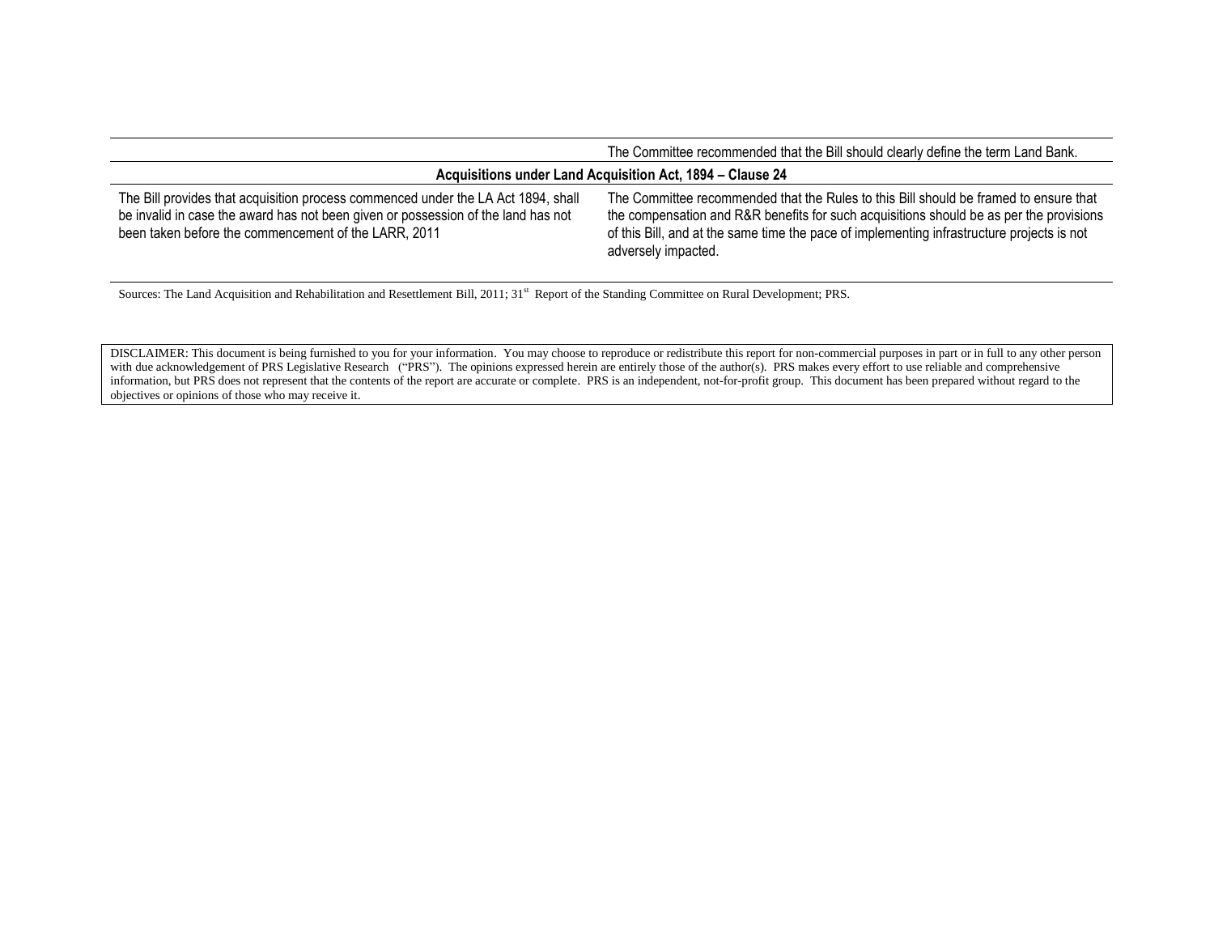| | |
|---|---|
| | The Committee recommended that the Bill should clearly define the term Land Bank. |
| **Acquisitions under Land Acquisition Act, 1894 – Clause 24** | |
| The Bill provides that acquisition process commenced under the LA Act 1894, shall be invalid in case the award has not been given or possession of the land has not been taken before the commencement of the LARR, 2011 | The Committee recommended that the Rules to this Bill should be framed to ensure that the compensation and R&R benefits for such acquisitions should be as per the provisions of this Bill, and at the same time the pace of implementing infrastructure projects is not adversely impacted. |

Sources: The Land Acquisition and Rehabilitation and Resettlement Bill, 2011; 31st Report of the Standing Committee on Rural Development; PRS.

DISCLAIMER: This document is being furnished to you for your information. You may choose to reproduce or redistribute this report for non-commercial purposes in part or in full to any other person with due acknowledgement of PRS Legislative Research ("PRS"). The opinions expressed herein are entirely those of the author(s). PRS makes every effort to use reliable and comprehensive information, but PRS does not represent that the contents of the report are accurate or complete. PRS is an independent, not-for-profit group. This document has been prepared without regard to the objectives or opinions of those who may receive it.